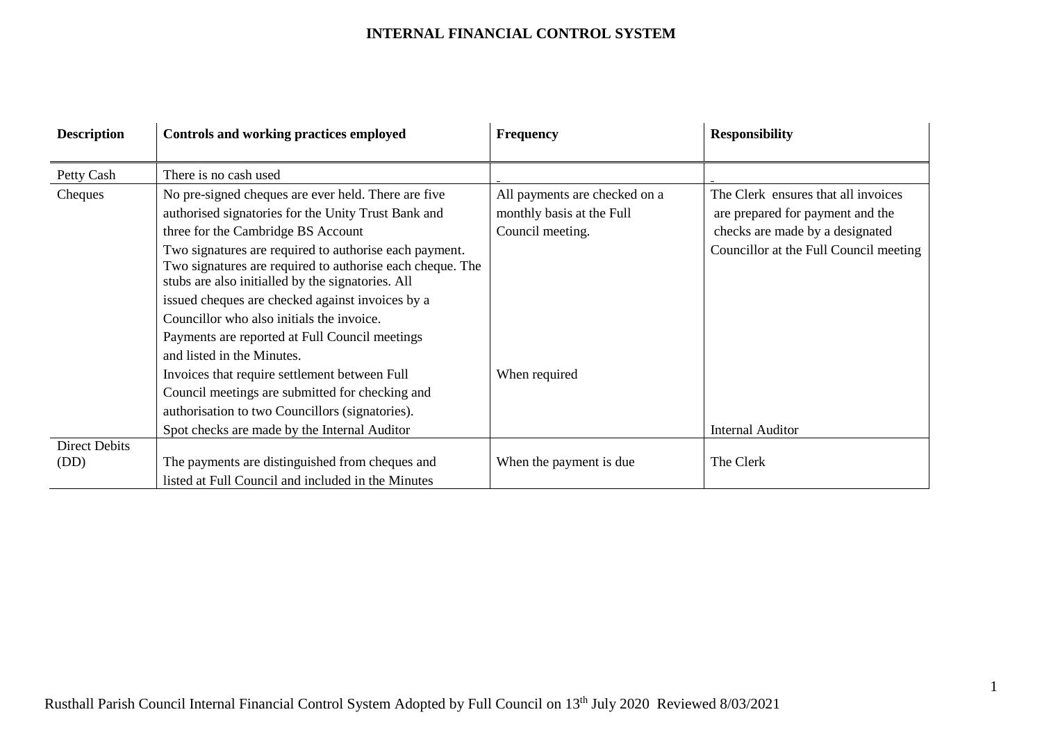# INTERNAL FINANCIAL CONTROL SYSTEM

| Description | Controls and working practices employed | Frequency | Responsibility |
|---|---|---|---|
| Petty Cash | There is no cash used | - | - |
| Cheques | No pre-signed cheques are ever held. There are five authorised signatories for the Unity Trust Bank and three for the Cambridge BS Account<br>Two signatures are required to authorise each payment. Two signatures are required to authorise each cheque. The stubs are also initialled by the signatories. All issued cheques are checked against invoices by a Councillor who also initials the invoice.<br>Payments are reported at Full Council meetings and listed in the Minutes. | All payments are checked on a monthly basis at the Full Council meeting. | The Clerk ensures that all invoices are prepared for payment and the checks are made by a designated Councillor at the Full Council meeting |
| | Invoices that require settlement between Full Council meetings are submitted for checking and authorisation to two Councillors (signatories). | When required | |
| | Spot checks are made by the Internal Auditor | | Internal Auditor |
| Direct Debits (DD) | The payments are distinguished from cheques and listed at Full Council and included in the Minutes | When the payment is due | The Clerk |

Rusthall Parish Council Internal Financial Control System Adopted by Full Council on 13th July 2020 Reviewed 8/03/2021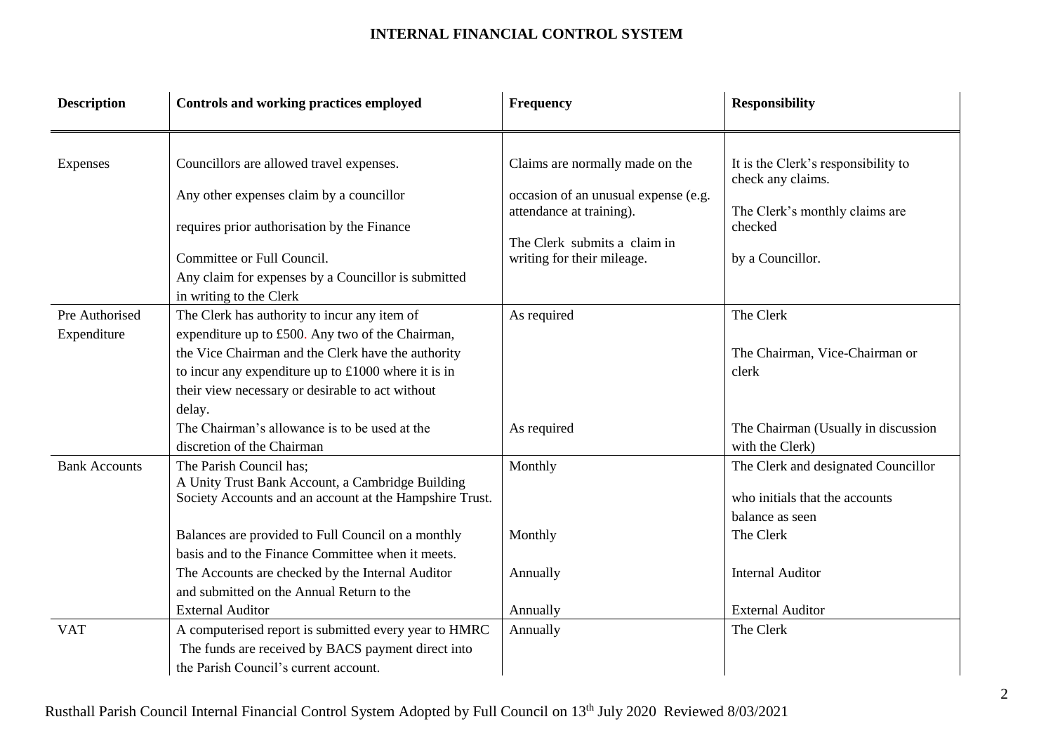**INTERNAL FINANCIAL CONTROL SYSTEM**

| Description | Controls and working practices employed | Frequency | Responsibility |
|---|---|---|---|
| Expenses | Councillors are allowed travel expenses. Any other expenses claim by a councillor requires prior authorisation by the Finance Committee or Full Council. Any claim for expenses by a Councillor is submitted in writing to the Clerk | Claims are normally made on the occasion of an unusual expense (e.g. attendance at training). The Clerk submits a claim in writing for their mileage. | It is the Clerk's responsibility to check any claims. The Clerk's monthly claims are checked by a Councillor. |
| Pre Authorised Expenditure | The Clerk has authority to incur any item of expenditure up to £500. Any two of the Chairman, the Vice Chairman and the Clerk have the authority to incur any expenditure up to £1000 where it is in their view necessary or desirable to act without delay. | As required | The Clerk<br><br>The Chairman, Vice-Chairman or clerk |
| | The Chairman's allowance is to be used at the discretion of the Chairman | As required | The Chairman (Usually in discussion with the Clerk) |
| Bank Accounts | The Parish Council has; A Unity Trust Bank Account, a Cambridge Building Society Accounts and an account at the Hampshire Trust. | Monthly | The Clerk and designated Councillor who initials that the accounts balance as seen |
| | Balances are provided to Full Council on a monthly basis and to the Finance Committee when it meets. | Monthly | The Clerk |
| | The Accounts are checked by the Internal Auditor and submitted on the Annual Return to the External Auditor | Annually<br><br>Annually | Internal Auditor<br><br>External Auditor |
| VAT | A computerised report is submitted every year to HMRC The funds are received by BACS payment direct into the Parish Council's current account. | Annually | The Clerk |

Rusthall Parish Council Internal Financial Control System Adopted by Full Council on 13th July 2020 Reviewed 8/03/2021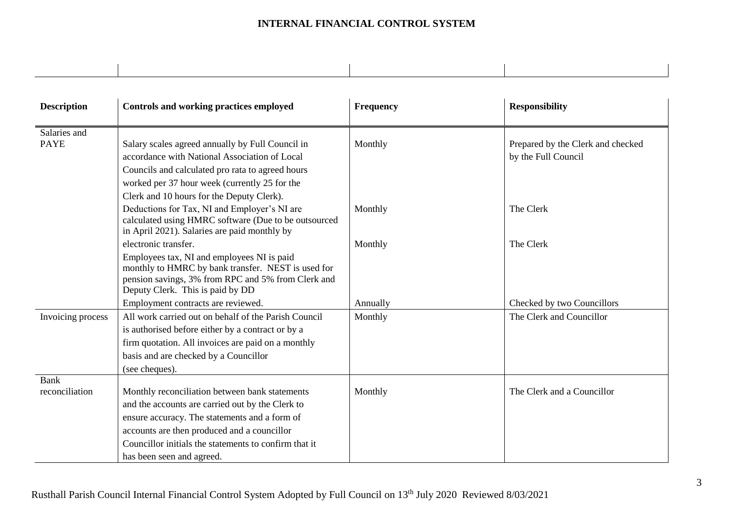| Description | Controls and working practices employed | Frequency | Responsibility |
|---|---|---|---|
| Salaries and PAYE | Salary scales agreed annually by Full Council in accordance with National Association of Local Councils and calculated pro rata to agreed hours worked per 37 hour week (currently 25 for the Clerk and 10 hours for the Deputy Clerk). | Monthly | Prepared by the Clerk and checked by the Full Council |
| | Deductions for Tax, NI and Employer's NI are calculated using HMRC software (Due to be outsourced in April 2021). Salaries are paid monthly by electronic transfer. | Monthly | The Clerk |
| | Employees tax, NI and employees NI is paid monthly to HMRC by bank transfer. NEST is used for pension savings, 3% from RPC and 5% from Clerk and Deputy Clerk. This is paid by DD | Monthly | The Clerk |
| | Employment contracts are reviewed. | Annually | Checked by two Councillors |
| Invoicing process | All work carried out on behalf of the Parish Council is authorised before either by a contract or by a firm quotation. All invoices are paid on a monthly basis and are checked by a Councillor (see cheques). | Monthly | The Clerk and Councillor |
| Bank reconciliation | Monthly reconciliation between bank statements and the accounts are carried out by the Clerk to ensure accuracy. The statements and a form of accounts are then produced and a councillor Councillor initials the statements to confirm that it has been seen and agreed. | Monthly | The Clerk and a Councillor |

Rusthall Parish Council Internal Financial Control System Adopted by Full Council on 13th July 2020 Reviewed 8/03/2021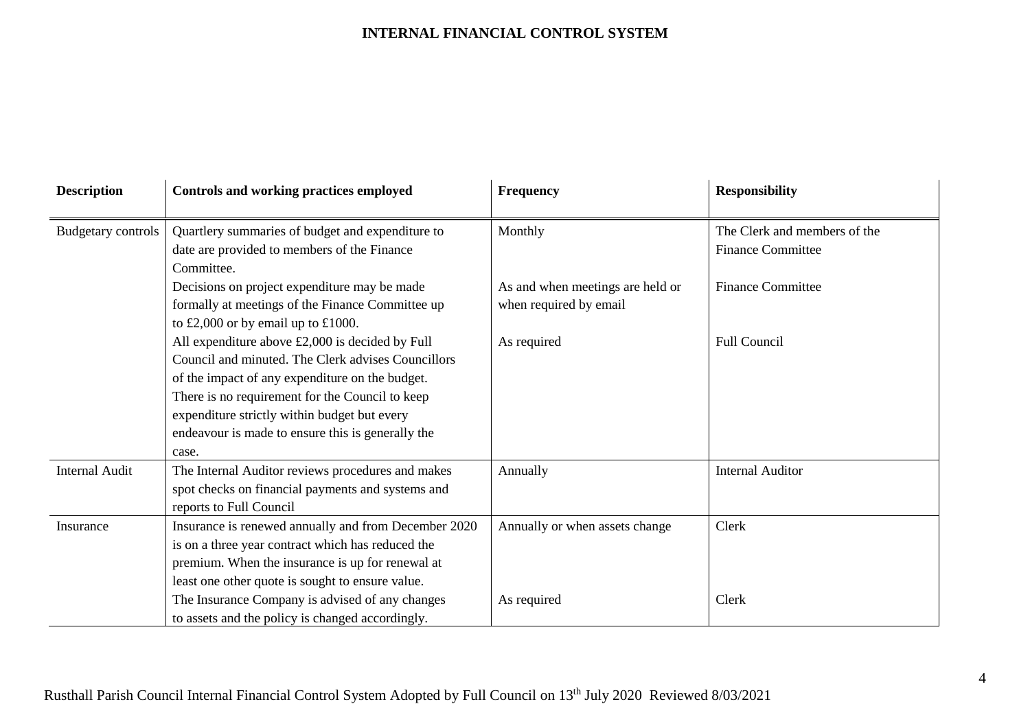# INTERNAL FINANCIAL CONTROL SYSTEM

| Description | Controls and working practices employed | Frequency | Responsibility |
|---|---|---|---|
| Budgetary controls | Quartlery summaries of budget and expenditure to date are provided to members of the Finance Committee. | Monthly | The Clerk and members of the Finance Committee |
| | Decisions on project expenditure may be made formally at meetings of the Finance Committee up to £2,000 or by email up to £1000. | As and when meetings are held or when required by email | Finance Committee |
| | All expenditure above £2,000 is decided by Full Council and minuted. The Clerk advises Councillors of the impact of any expenditure on the budget. There is no requirement for the Council to keep expenditure strictly within budget but every endeavour is made to ensure this is generally the case. | As required | Full Council |
| Internal Audit | The Internal Auditor reviews procedures and makes spot checks on financial payments and systems and reports to Full Council | Annually | Internal Auditor |
| Insurance | Insurance is renewed annually and from December 2020 is on a three year contract which has reduced the premium. When the insurance is up for renewal at least one other quote is sought to ensure value. | Annually or when assets change | Clerk |
| | The Insurance Company is advised of any changes to assets and the policy is changed accordingly. | As required | Clerk |

Rusthall Parish Council Internal Financial Control System Adopted by Full Council on 13th July 2020 Reviewed 8/03/2021